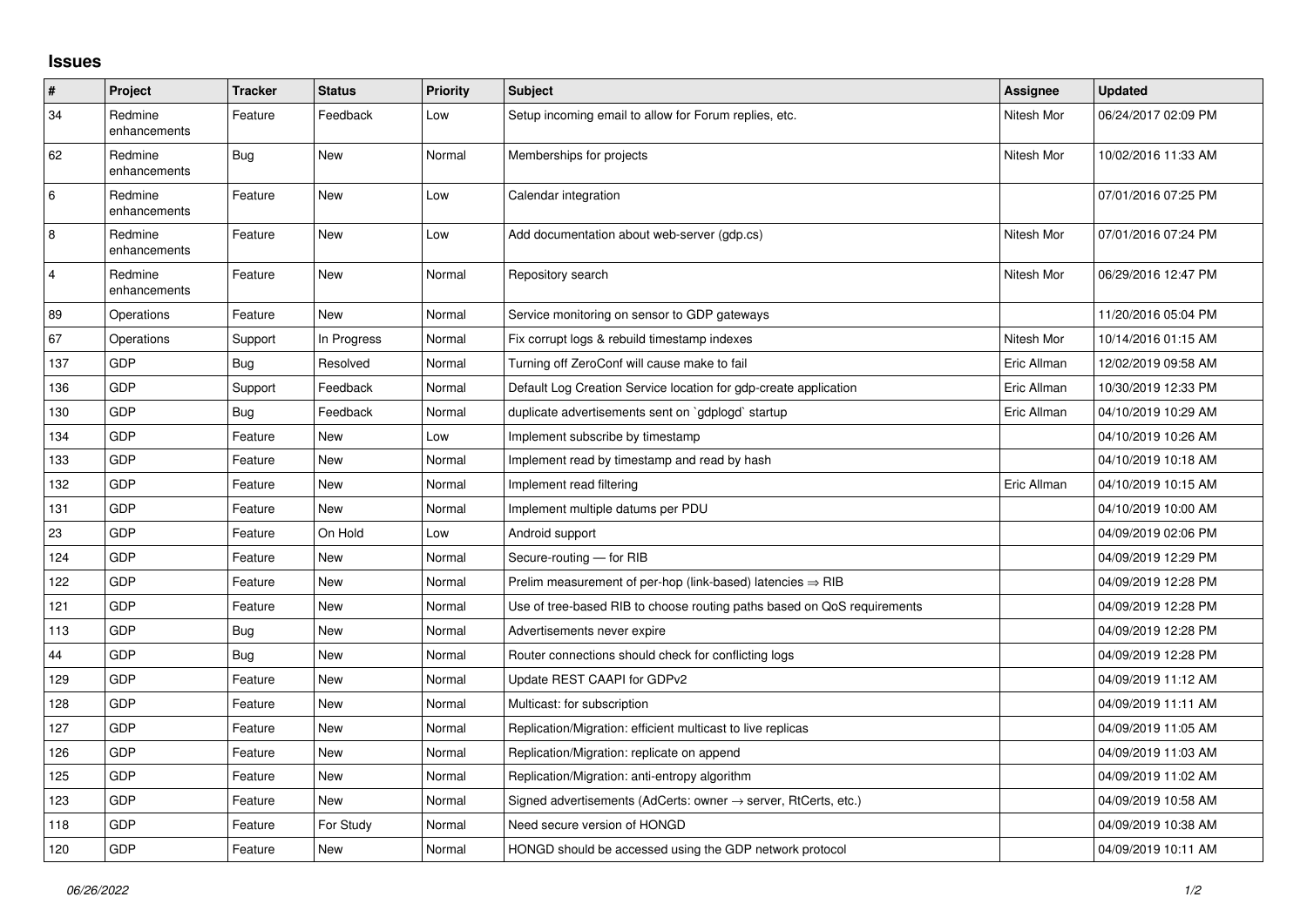## Issues

| # | Project | Tracker | Status | Priority | Subject | Assignee | Updated |
|---|---|---|---|---|---|---|---|
| 34 | Redmine enhancements | Feature | Feedback | Low | Setup incoming email to allow for Forum replies, etc. | Nitesh Mor | 06/24/2017 02:09 PM |
| 62 | Redmine enhancements | Bug | New | Normal | Memberships for projects | Nitesh Mor | 10/02/2016 11:33 AM |
| 6 | Redmine enhancements | Feature | New | Low | Calendar integration | | 07/01/2016 07:25 PM |
| 8 | Redmine enhancements | Feature | New | Low | Add documentation about web-server (gdp.cs) | Nitesh Mor | 07/01/2016 07:24 PM |
| 4 | Redmine enhancements | Feature | New | Normal | Repository search | Nitesh Mor | 06/29/2016 12:47 PM |
| 89 | Operations | Feature | New | Normal | Service monitoring on sensor to GDP gateways | | 11/20/2016 05:04 PM |
| 67 | Operations | Support | In Progress | Normal | Fix corrupt logs & rebuild timestamp indexes | Nitesh Mor | 10/14/2016 01:15 AM |
| 137 | GDP | Bug | Resolved | Normal | Turning off ZeroConf will cause make to fail | Eric Allman | 12/02/2019 09:58 AM |
| 136 | GDP | Support | Feedback | Normal | Default Log Creation Service location for gdp-create application | Eric Allman | 10/30/2019 12:33 PM |
| 130 | GDP | Bug | Feedback | Normal | duplicate advertisements sent on `gdplogd` startup | Eric Allman | 04/10/2019 10:29 AM |
| 134 | GDP | Feature | New | Low | Implement subscribe by timestamp | | 04/10/2019 10:26 AM |
| 133 | GDP | Feature | New | Normal | Implement read by timestamp and read by hash | | 04/10/2019 10:18 AM |
| 132 | GDP | Feature | New | Normal | Implement read filtering | Eric Allman | 04/10/2019 10:15 AM |
| 131 | GDP | Feature | New | Normal | Implement multiple datums per PDU | | 04/10/2019 10:00 AM |
| 23 | GDP | Feature | On Hold | Low | Android support | | 04/09/2019 02:06 PM |
| 124 | GDP | Feature | New | Normal | Secure-routing — for RIB | | 04/09/2019 12:29 PM |
| 122 | GDP | Feature | New | Normal | Prelim measurement of per-hop (link-based) latencies ⇒ RIB | | 04/09/2019 12:28 PM |
| 121 | GDP | Feature | New | Normal | Use of tree-based RIB to choose routing paths based on QoS requirements | | 04/09/2019 12:28 PM |
| 113 | GDP | Bug | New | Normal | Advertisements never expire | | 04/09/2019 12:28 PM |
| 44 | GDP | Bug | New | Normal | Router connections should check for conflicting logs | | 04/09/2019 12:28 PM |
| 129 | GDP | Feature | New | Normal | Update REST CAAPI for GDPv2 | | 04/09/2019 11:12 AM |
| 128 | GDP | Feature | New | Normal | Multicast: for subscription | | 04/09/2019 11:11 AM |
| 127 | GDP | Feature | New | Normal | Replication/Migration: efficient multicast to live replicas | | 04/09/2019 11:05 AM |
| 126 | GDP | Feature | New | Normal | Replication/Migration: replicate on append | | 04/09/2019 11:03 AM |
| 125 | GDP | Feature | New | Normal | Replication/Migration: anti-entropy algorithm | | 04/09/2019 11:02 AM |
| 123 | GDP | Feature | New | Normal | Signed advertisements (AdCerts: owner → server, RtCerts, etc.) | | 04/09/2019 10:58 AM |
| 118 | GDP | Feature | For Study | Normal | Need secure version of HONGD | | 04/09/2019 10:38 AM |
| 120 | GDP | Feature | New | Normal | HONGD should be accessed using the GDP network protocol | | 04/09/2019 10:11 AM |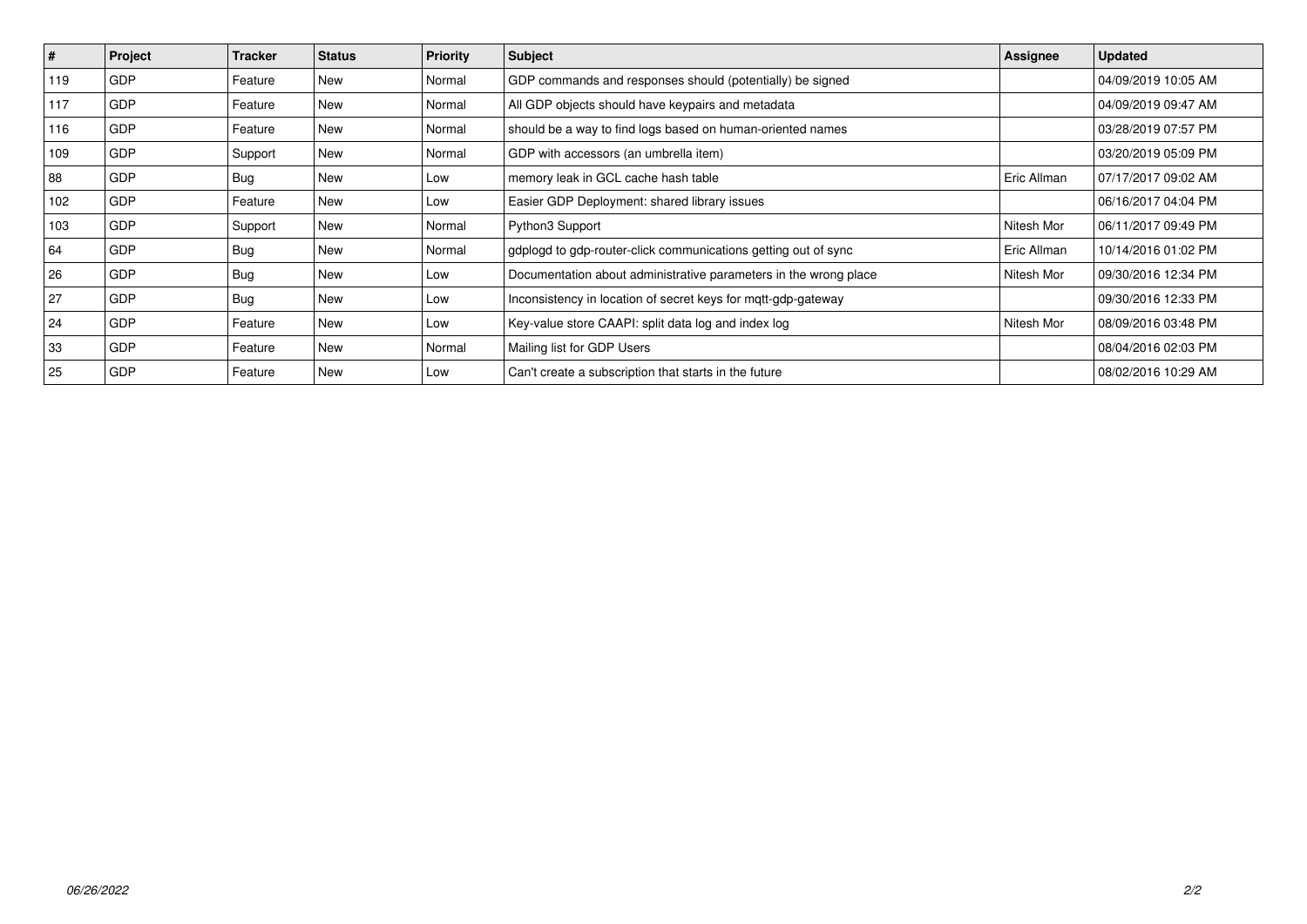| # | Project | Tracker | Status | Priority | Subject | Assignee | Updated |
|---|---|---|---|---|---|---|---|
| 119 | GDP | Feature | New | Normal | GDP commands and responses should (potentially) be signed | | 04/09/2019 10:05 AM |
| 117 | GDP | Feature | New | Normal | All GDP objects should have keypairs and metadata | | 04/09/2019 09:47 AM |
| 116 | GDP | Feature | New | Normal | should be a way to find logs based on human-oriented names | | 03/28/2019 07:57 PM |
| 109 | GDP | Support | New | Normal | GDP with accessors (an umbrella item) | | 03/20/2019 05:09 PM |
| 88 | GDP | Bug | New | Low | memory leak in GCL cache hash table | Eric Allman | 07/17/2017 09:02 AM |
| 102 | GDP | Feature | New | Low | Easier GDP Deployment: shared library issues | | 06/16/2017 04:04 PM |
| 103 | GDP | Support | New | Normal | Python3 Support | Nitesh Mor | 06/11/2017 09:49 PM |
| 64 | GDP | Bug | New | Normal | gdplogd to gdp-router-click communications getting out of sync | Eric Allman | 10/14/2016 01:02 PM |
| 26 | GDP | Bug | New | Low | Documentation about administrative parameters in the wrong place | Nitesh Mor | 09/30/2016 12:34 PM |
| 27 | GDP | Bug | New | Low | Inconsistency in location of secret keys for mqtt-gdp-gateway | | 09/30/2016 12:33 PM |
| 24 | GDP | Feature | New | Low | Key-value store CAAPI: split data log and index log | Nitesh Mor | 08/09/2016 03:48 PM |
| 33 | GDP | Feature | New | Normal | Mailing list for GDP Users | | 08/04/2016 02:03 PM |
| 25 | GDP | Feature | New | Low | Can't create a subscription that starts in the future | | 08/02/2016 10:29 AM |